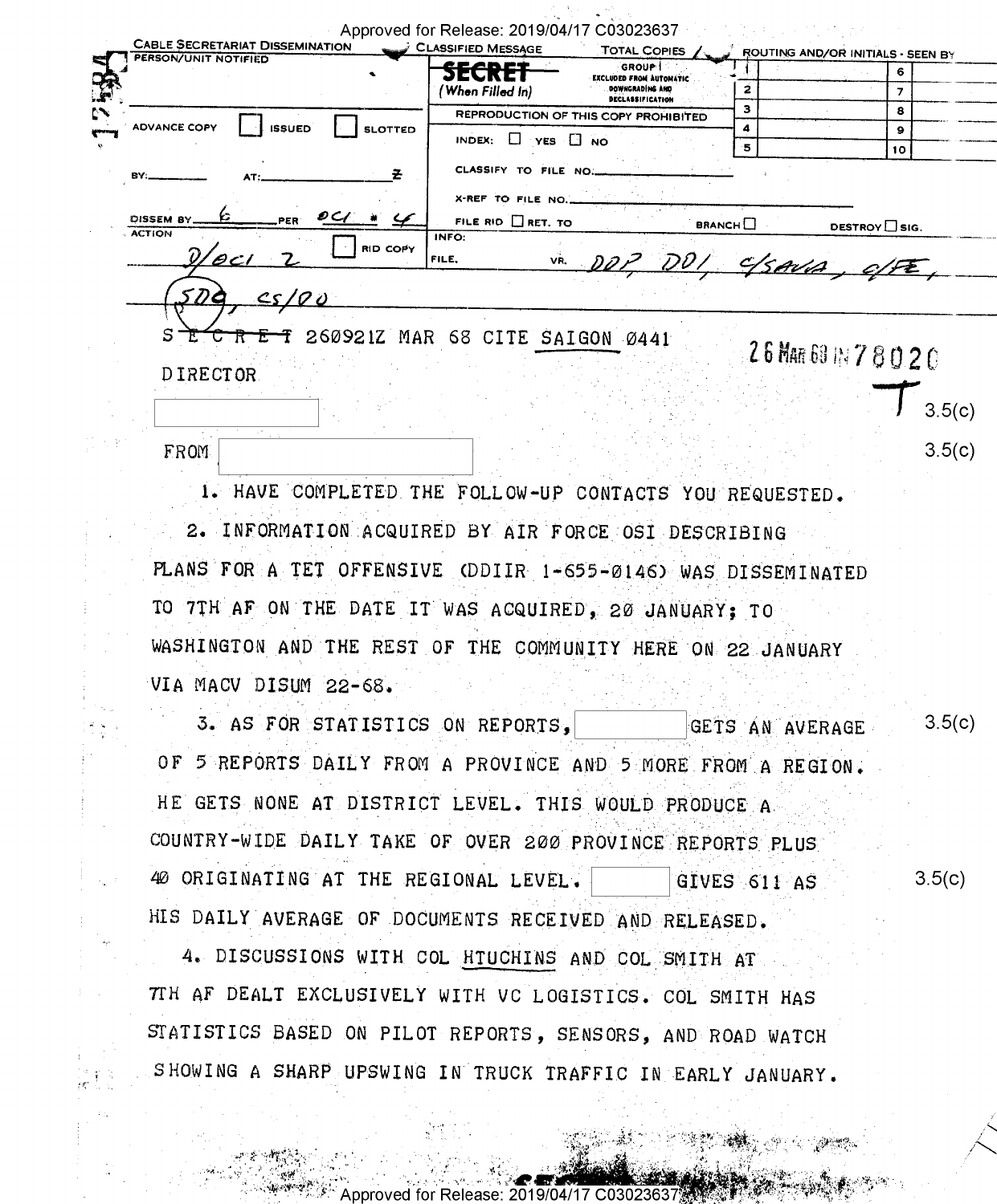CABLE SECRETARIAT DISSEMINATION

PERSON/UNIT NOTIFIED

CLASSIFIED MESSAGE

**SECRET** (When Filled In)

GROUP 1 EXCLUDED FROM AUTOMATIC DOWNGRADING AND DECLASSIFICATION

TOTAL COPIES

ROUTING AND/OR INITIALS - SEEN BY

REPRODUCTION OF THIS COPY PROHIBITED

ADVANCE COPY ☐ ISSUED ☐ SLOTTED

INDEX: ☐ YES ☐ NO

BY: AT: Z

CLASSIFY TO FILE NO.

X-REF TO FILE NO.

DISSEM BY 6 PER OCI # 4

FILE RID ☐ RET. TO BRANCH ☐ DESTROY ☐ SIG.

ACTION

D/OCI 2 ☐ RID COPY

INFO: FILE, VR. DDP, DDI, C/SAVA, C/FE, SDG, CS/DO

SECRET 260921Z MAR 68 CITE SAIGON 0441

26 MAR 68 IN 78020

DIRECTOR

[REDACTED] 3.5(c)

FROM [REDACTED] 3.5(c)

1. HAVE COMPLETED THE FOLLOW-UP CONTACTS YOU REQUESTED.

2. INFORMATION ACQUIRED BY AIR FORCE OSI DESCRIBING PLANS FOR A TET OFFENSIVE (DDIIR 1-655-0146) WAS DISSEMINATED TO 7TH AF ON THE DATE IT WAS ACQUIRED, 20 JANUARY; TO WASHINGTON AND THE REST OF THE COMMUNITY HERE ON 22 JANUARY VIA MACV DISUM 22-68.

3. AS FOR STATISTICS ON REPORTS, [REDACTED] GETS AN AVERAGE OF 5 REPORTS DAILY FROM A PROVINCE AND 5 MORE FROM A REGION. HE GETS NONE AT DISTRICT LEVEL. THIS WOULD PRODUCE A COUNTRY-WIDE DAILY TAKE OF OVER 200 PROVINCE REPORTS PLUS 40 ORIGINATING AT THE REGIONAL LEVEL. [REDACTED] GIVES 611 AS HIS DAILY AVERAGE OF DOCUMENTS RECEIVED AND RELEASED. 3.5(c)

4. DISCUSSIONS WITH COL HTUCHINS AND COL SMITH AT 7TH AF DEALT EXCLUSIVELY WITH VC LOGISTICS. COL SMITH HAS STATISTICS BASED ON PILOT REPORTS, SENSORS, AND ROAD WATCH SHOWING A SHARP UPSWING IN TRUCK TRAFFIC IN EARLY JANUARY.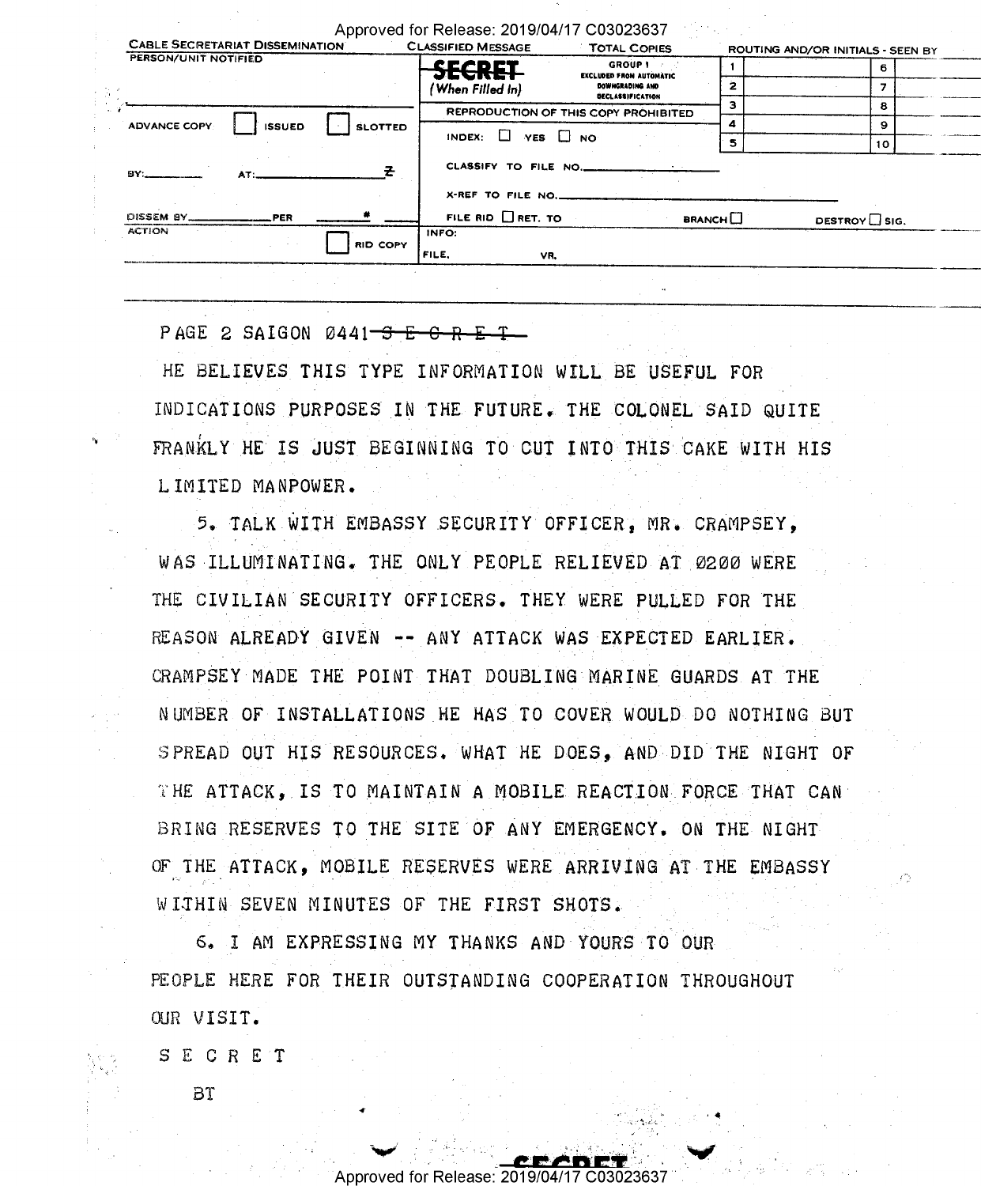CABLE SECRETARIAT DISSEMINATION

PERSON/UNIT NOTIFIED

ADVANCE COPY ☐ ISSUED ☐ SLOTTED

BY: AT: Z

DISSEM BY PER #

ACTION ☐ RID COPY

CLASSIFIED MESSAGE TOTAL COPIES

~~SECRET~~ (When Filled In)

GROUP 1 EXCLUDED FROM AUTOMATIC DOWNGRADING AND DECLASSIFICATION

REPRODUCTION OF THIS COPY PROHIBITED

INDEX: ☐ YES ☐ NO

CLASSIFY TO FILE NO.

X-REF TO FILE NO.

FILE RID ☐ RET. TO BRANCH ☐ DESTROY ☐ SIG.

INFO:

FILE, VR,

ROUTING AND/OR INITIALS - SEEN BY

| | | | |
|---|---|---|---|
| 1 | | 6 | |
| 2 | | 7 | |
| 3 | | 8 | |
| 4 | | 9 | |
| 5 | | 10 | |

PAGE 2 SAIGON 0441 ~~S E C R E T~~

HE BELIEVES THIS TYPE INFORMATION WILL BE USEFUL FOR INDICATIONS PURPOSES IN THE FUTURE. THE COLONEL SAID QUITE FRANKLY HE IS JUST BEGINNING TO CUT INTO THIS CAKE WITH HIS LIMITED MANPOWER.

5. TALK WITH EMBASSY SECURITY OFFICER, MR. CRAMPSEY, WAS ILLUMINATING. THE ONLY PEOPLE RELIEVED AT 0200 WERE THE CIVILIAN SECURITY OFFICERS. THEY WERE PULLED FOR THE REASON ALREADY GIVEN -- ANY ATTACK WAS EXPECTED EARLIER. CRAMPSEY MADE THE POINT THAT DOUBLING MARINE GUARDS AT THE NUMBER OF INSTALLATIONS HE HAS TO COVER WOULD DO NOTHING BUT SPREAD OUT HIS RESOURCES. WHAT HE DOES, AND DID THE NIGHT OF THE ATTACK, IS TO MAINTAIN A MOBILE REACTION FORCE THAT CAN BRING RESERVES TO THE SITE OF ANY EMERGENCY. ON THE NIGHT OF THE ATTACK, MOBILE RESERVES WERE ARRIVING AT THE EMBASSY WITHIN SEVEN MINUTES OF THE FIRST SHOTS.

6. I AM EXPRESSING MY THANKS AND YOURS TO OUR PEOPLE HERE FOR THEIR OUTSTANDING COOPERATION THROUGHOUT OUR VISIT.

S E C R E T

BT

SECRET